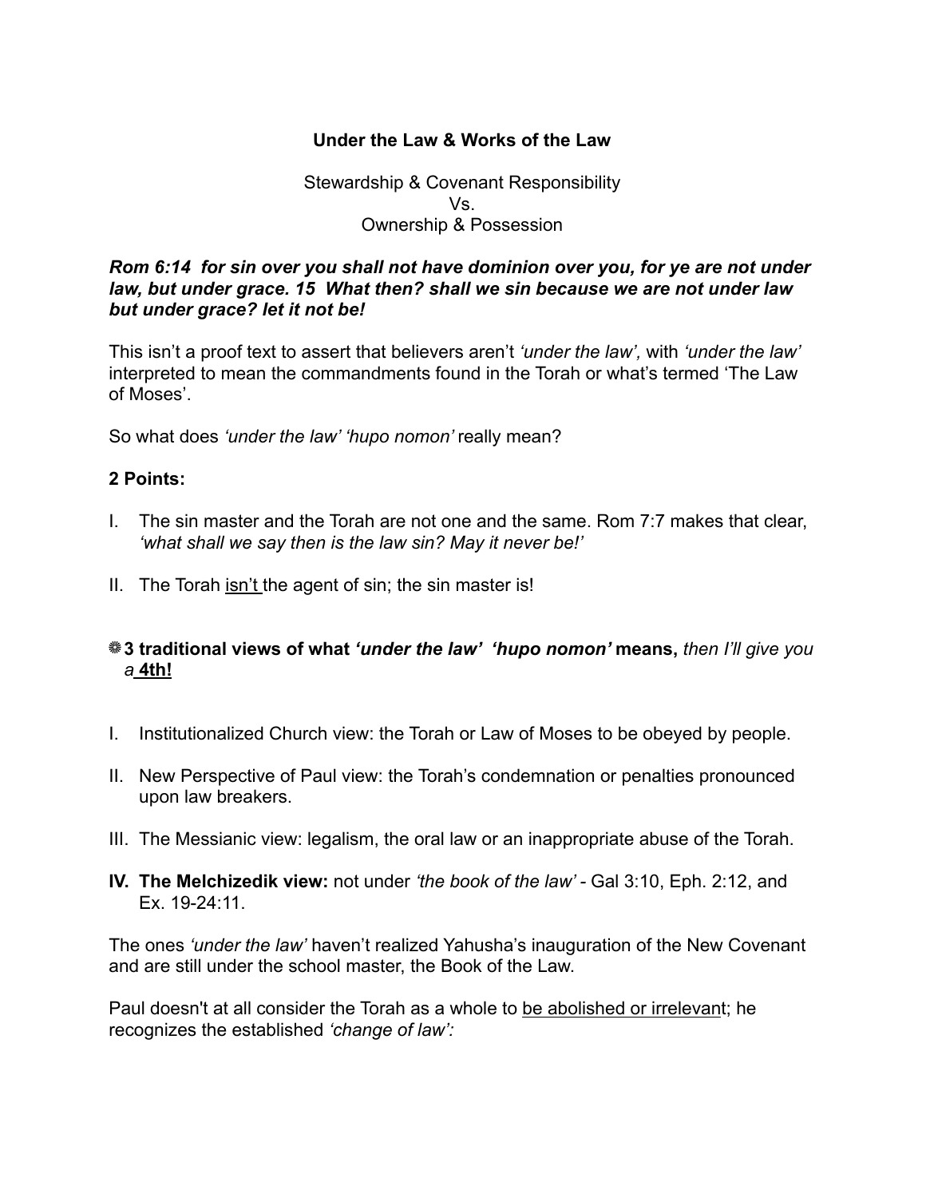**Under the Law & Works of the Law**

Stewardship & Covenant Responsibility
Vs.
Ownership & Possession

***Rom 6:14 for sin over you shall not have dominion over you, for ye are not under law, but under grace. 15 What then? shall we sin because we are not under law but under grace? let it not be!***

This isn't a proof text to assert that believers aren't *'under the law',* with *'under the law'* interpreted to mean the commandments found in the Torah or what's termed 'The Law of Moses'.

So what does *'under the law' 'hupo nomon'* really mean?

**2 Points:**

I. The sin master and the Torah are not one and the same. Rom 7:7 makes that clear, *'what shall we say then is the law sin? May it never be!'*

II. The Torah <u>isn't</u> the agent of sin; the sin master is!

❈**3 traditional views of what *'under the law' 'hupo nomon'* means,** *then I'll give you a* **<u>4th!</u>**

I. Institutionalized Church view: the Torah or Law of Moses to be obeyed by people.

II. New Perspective of Paul view: the Torah's condemnation or penalties pronounced upon law breakers.

III. The Messianic view: legalism, the oral law or an inappropriate abuse of the Torah.

**IV. The Melchizedik view:** not under *'the book of the law'* - Gal 3:10, Eph. 2:12, and Ex. 19-24:11.

The ones *'under the law'* haven't realized Yahusha's inauguration of the New Covenant and are still under the school master, the Book of the Law.

Paul doesn't at all consider the Torah as a whole to <u>be abolished or irrelevan</u>t; he recognizes the established *'change of law':*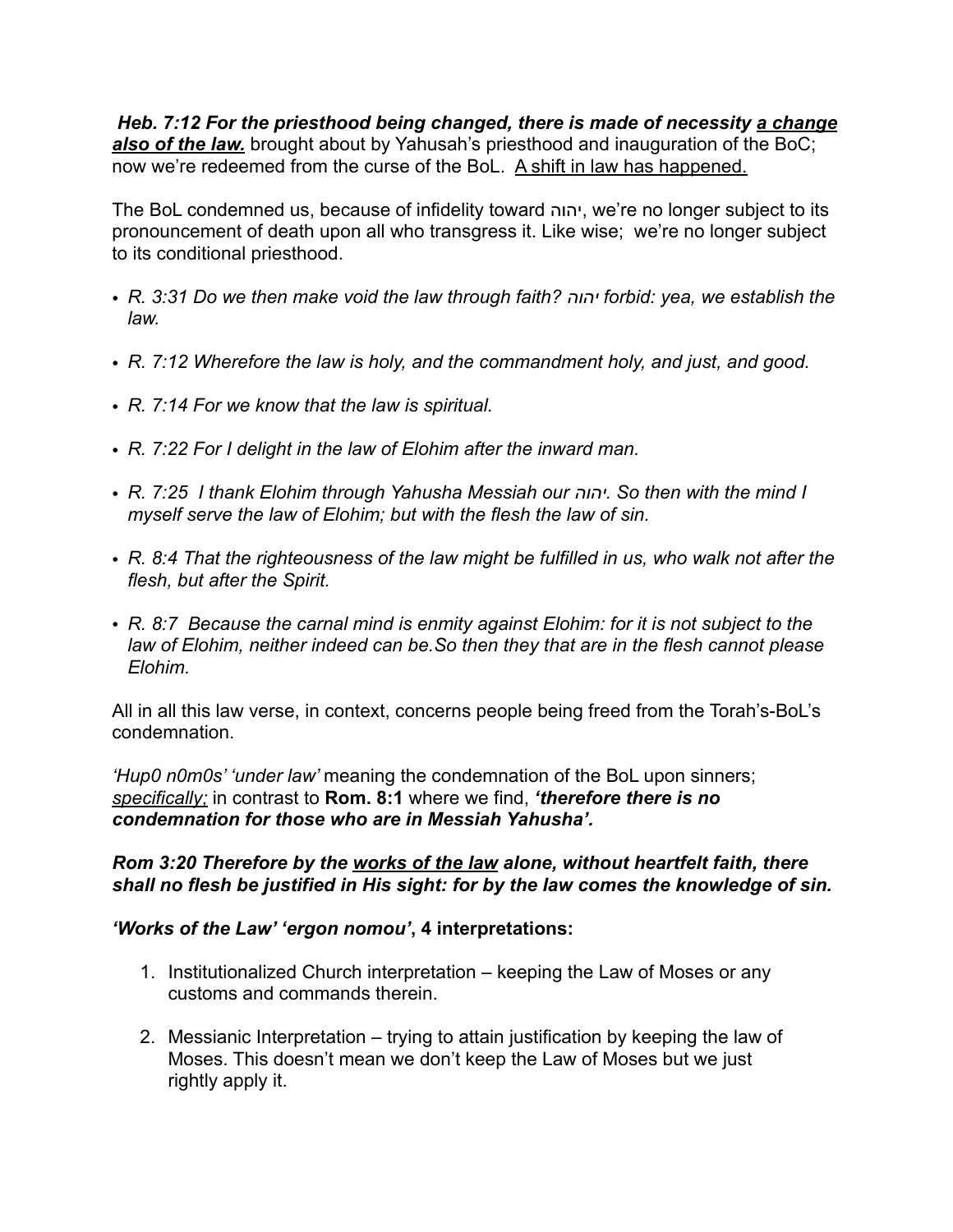***Heb. 7:12 For the priesthood being changed, there is made of necessity <u>a change also of the law.</u>*** brought about by Yahusah's priesthood and inauguration of the BoC; now we're redeemed from the curse of the BoL. <u>A shift in law has happened.</u>

The BoL condemned us, because of infidelity toward יהוה, we're no longer subject to its pronouncement of death upon all who transgress it. Like wise; we're no longer subject to its conditional priesthood.

- *R. 3:31 Do we then make void the law through faith? יהוה forbid: yea, we establish the law.*
- *R. 7:12 Wherefore the law is holy, and the commandment holy, and just, and good.*
- *R. 7:14 For we know that the law is spiritual.*
- *R. 7:22 For I delight in the law of Elohim after the inward man.*
- *R. 7:25 I thank Elohim through Yahusha Messiah our יהוה. So then with the mind I myself serve the law of Elohim; but with the flesh the law of sin.*
- *R. 8:4 That the righteousness of the law might be fulfilled in us, who walk not after the flesh, but after the Spirit.*
- *R. 8:7 Because the carnal mind is enmity against Elohim: for it is not subject to the law of Elohim, neither indeed can be.So then they that are in the flesh cannot please Elohim.*

All in all this law verse, in context, concerns people being freed from the Torah's-BoL's condemnation.

*'Hup0 n0m0s' 'under law'* meaning the condemnation of the BoL upon sinners; <u>*specifically;*</u> in contrast to **Rom. 8:1** where we find, ***'therefore there is no condemnation for those who are in Messiah Yahusha'.***

***Rom 3:20 Therefore by the <u>works of the law</u> alone, without heartfelt faith, there shall no flesh be justified in His sight: for by the law comes the knowledge of sin.***

***'Works of the Law' 'ergon nomou'*, 4 interpretations:**

1. Institutionalized Church interpretation – keeping the Law of Moses or any customs and commands therein.
2. Messianic Interpretation – trying to attain justification by keeping the law of Moses. This doesn't mean we don't keep the Law of Moses but we just rightly apply it.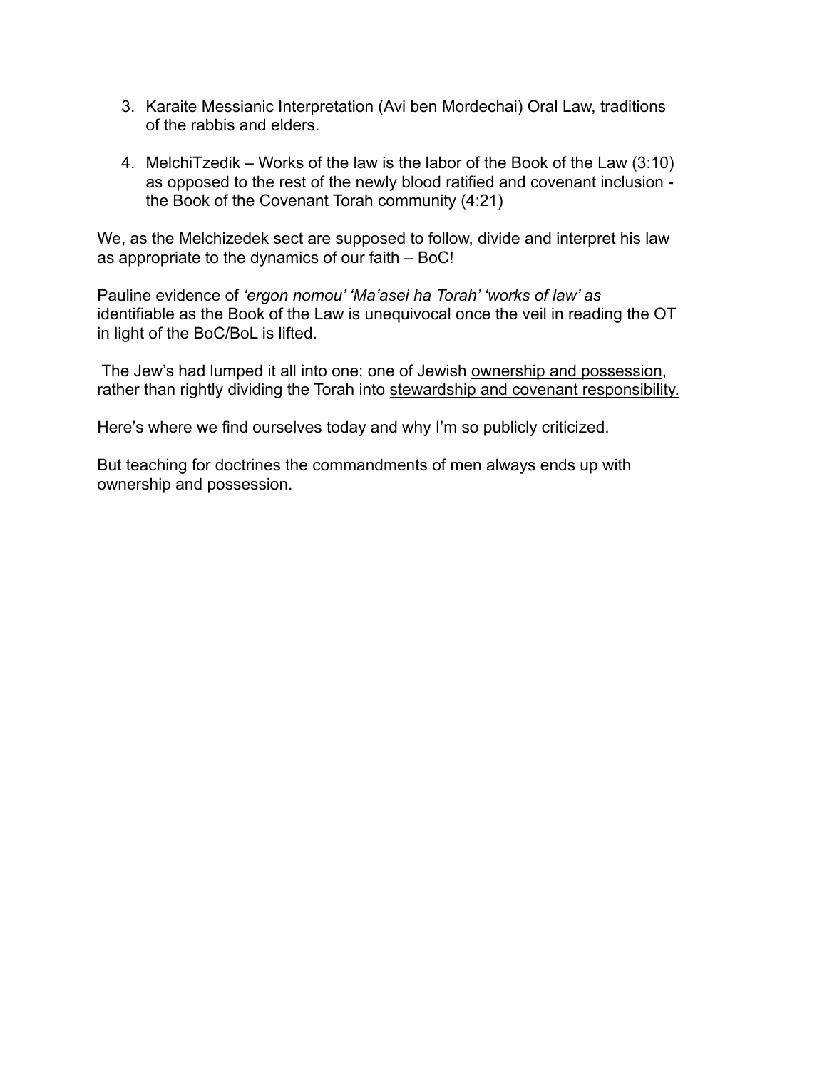3. Karaite Messianic Interpretation (Avi ben Mordechai) Oral Law, traditions of the rabbis and elders.

4. MelchiTzedik – Works of the law is the labor of the Book of the Law (3:10) as opposed to the rest of the newly blood ratified and covenant inclusion - the Book of the Covenant Torah community (4:21)

We, as the Melchizedek sect are supposed to follow, divide and interpret his law as appropriate to the dynamics of our faith – BoC!

Pauline evidence of *'ergon nomou' 'Ma'asei ha Torah' 'works of law' as* identifiable as the Book of the Law is unequivocal once the veil in reading the OT in light of the BoC/BoL is lifted.

The Jew's had lumped it all into one; one of Jewish <u>ownership and possession</u>, rather than rightly dividing the Torah into <u>stewardship and covenant responsibility.</u>

Here's where we find ourselves today and why I'm so publicly criticized.

But teaching for doctrines the commandments of men always ends up with ownership and possession.